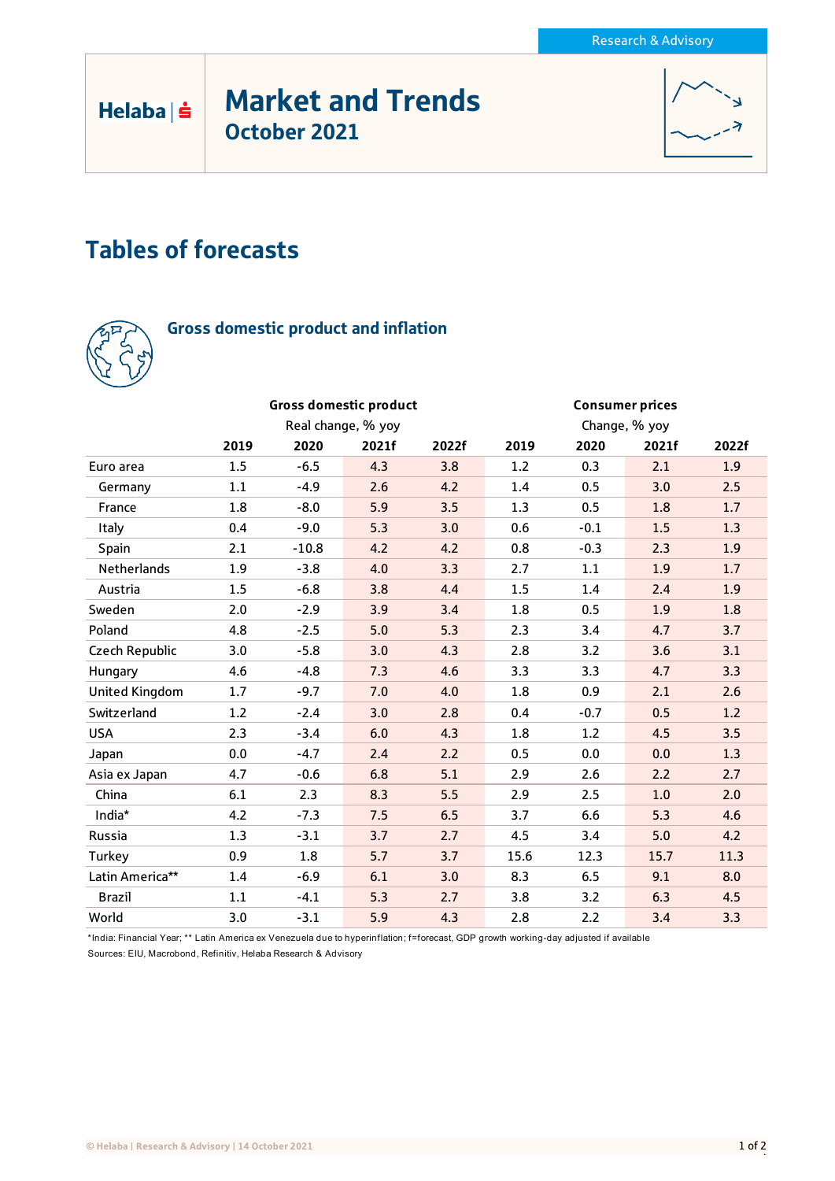Research & Advisory

# Market and Trends
## October 2021

# Tables of forecasts

### Gross domestic product and inflation

| | Gross domestic product Real change, % yoy | | | | Consumer prices Change, % yoy | | | |
|---|---|---|---|---|---|---|---|---|
| | 2019 | 2020 | 2021f | 2022f | 2019 | 2020 | 2021f | 2022f |
| Euro area | 1.5 | -6.5 | 4.3 | 3.8 | 1.2 | 0.3 | 2.1 | 1.9 |
| Germany | 1.1 | -4.9 | 2.6 | 4.2 | 1.4 | 0.5 | 3.0 | 2.5 |
| France | 1.8 | -8.0 | 5.9 | 3.5 | 1.3 | 0.5 | 1.8 | 1.7 |
| Italy | 0.4 | -9.0 | 5.3 | 3.0 | 0.6 | -0.1 | 1.5 | 1.3 |
| Spain | 2.1 | -10.8 | 4.2 | 4.2 | 0.8 | -0.3 | 2.3 | 1.9 |
| Netherlands | 1.9 | -3.8 | 4.0 | 3.3 | 2.7 | 1.1 | 1.9 | 1.7 |
| Austria | 1.5 | -6.8 | 3.8 | 4.4 | 1.5 | 1.4 | 2.4 | 1.9 |
| Sweden | 2.0 | -2.9 | 3.9 | 3.4 | 1.8 | 0.5 | 1.9 | 1.8 |
| Poland | 4.8 | -2.5 | 5.0 | 5.3 | 2.3 | 3.4 | 4.7 | 3.7 |
| Czech Republic | 3.0 | -5.8 | 3.0 | 4.3 | 2.8 | 3.2 | 3.6 | 3.1 |
| Hungary | 4.6 | -4.8 | 7.3 | 4.6 | 3.3 | 3.3 | 4.7 | 3.3 |
| United Kingdom | 1.7 | -9.7 | 7.0 | 4.0 | 1.8 | 0.9 | 2.1 | 2.6 |
| Switzerland | 1.2 | -2.4 | 3.0 | 2.8 | 0.4 | -0.7 | 0.5 | 1.2 |
| USA | 2.3 | -3.4 | 6.0 | 4.3 | 1.8 | 1.2 | 4.5 | 3.5 |
| Japan | 0.0 | -4.7 | 2.4 | 2.2 | 0.5 | 0.0 | 0.0 | 1.3 |
| Asia ex Japan | 4.7 | -0.6 | 6.8 | 5.1 | 2.9 | 2.6 | 2.2 | 2.7 |
| China | 6.1 | 2.3 | 8.3 | 5.5 | 2.9 | 2.5 | 1.0 | 2.0 |
| India* | 4.2 | -7.3 | 7.5 | 6.5 | 3.7 | 6.6 | 5.3 | 4.6 |
| Russia | 1.3 | -3.1 | 3.7 | 2.7 | 4.5 | 3.4 | 5.0 | 4.2 |
| Turkey | 0.9 | 1.8 | 5.7 | 3.7 | 15.6 | 12.3 | 15.7 | 11.3 |
| Latin America** | 1.4 | -6.9 | 6.1 | 3.0 | 8.3 | 6.5 | 9.1 | 8.0 |
| Brazil | 1.1 | -4.1 | 5.3 | 2.7 | 3.8 | 3.2 | 6.3 | 4.5 |
| World | 3.0 | -3.1 | 5.9 | 4.3 | 2.8 | 2.2 | 3.4 | 3.3 |

*India: Financial Year; ** Latin America ex Venezuela due to hyperinflation; f=forecast, GDP growth working-day adjusted if available

Sources: EIU, Macrobond, Refinitiv, Helaba Research & Advisory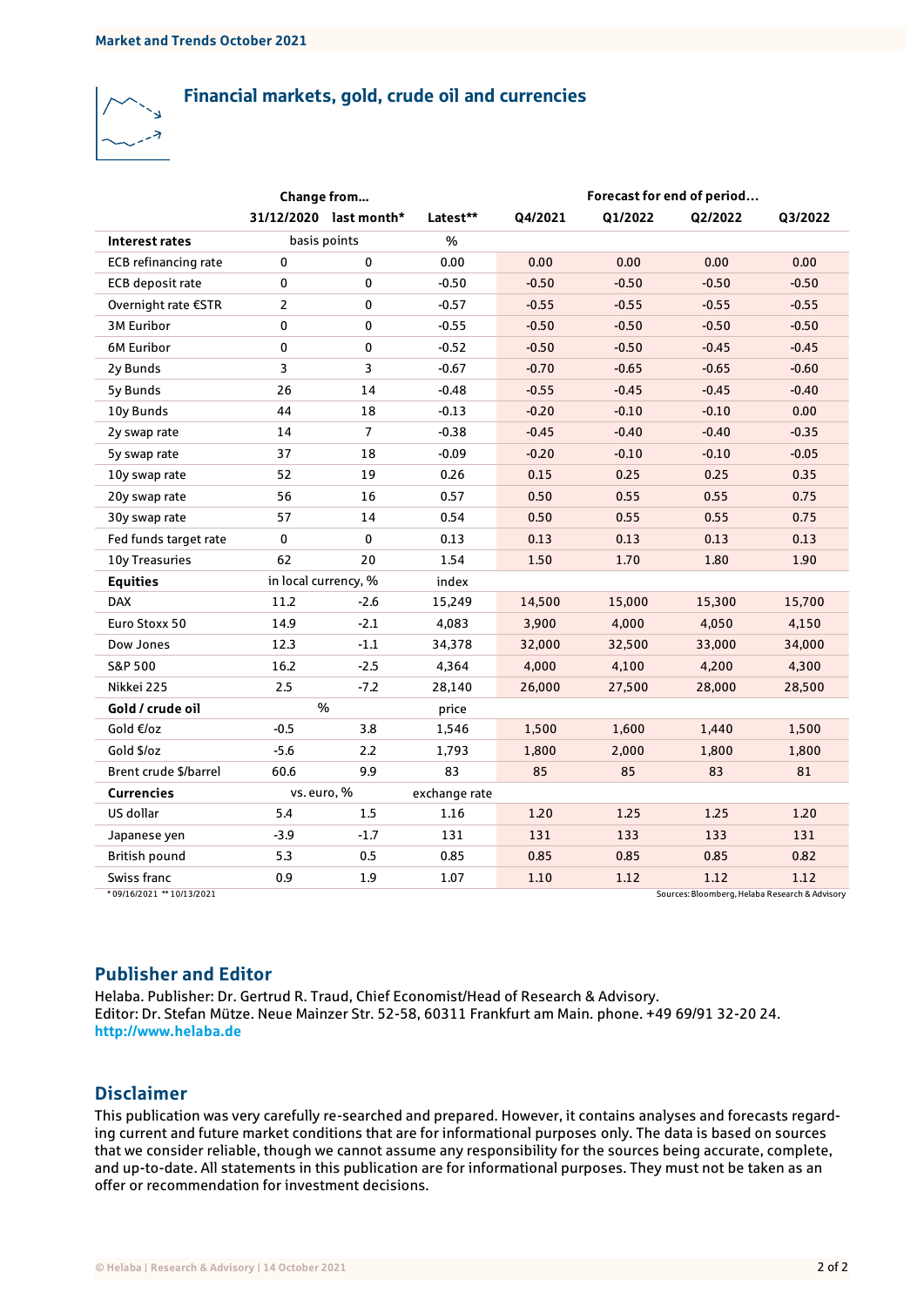## Financial markets, gold, crude oil and currencies

| | Change from... | | | Forecast for end of period... | | | |
|---|---|---|---|---|---|---|---|
| | 31/12/2020 | last month* | Latest** | Q4/2021 | Q1/2022 | Q2/2022 | Q3/2022 |
| **Interest rates** | basis points | | % | | | | |
| ECB refinancing rate | 0 | 0 | 0.00 | 0.00 | 0.00 | 0.00 | 0.00 |
| ECB deposit rate | 0 | 0 | -0.50 | -0.50 | -0.50 | -0.50 | -0.50 |
| Overnight rate €STR | 2 | 0 | -0.57 | -0.55 | -0.55 | -0.55 | -0.55 |
| 3M Euribor | 0 | 0 | -0.55 | -0.50 | -0.50 | -0.50 | -0.50 |
| 6M Euribor | 0 | 0 | -0.52 | -0.50 | -0.50 | -0.45 | -0.45 |
| 2y Bunds | 3 | 3 | -0.67 | -0.70 | -0.65 | -0.65 | -0.60 |
| 5y Bunds | 26 | 14 | -0.48 | -0.55 | -0.45 | -0.45 | -0.40 |
| 10y Bunds | 44 | 18 | -0.13 | -0.20 | -0.10 | -0.10 | 0.00 |
| 2y swap rate | 14 | 7 | -0.38 | -0.45 | -0.40 | -0.40 | -0.35 |
| 5y swap rate | 37 | 18 | -0.09 | -0.20 | -0.10 | -0.10 | -0.05 |
| 10y swap rate | 52 | 19 | 0.26 | 0.15 | 0.25 | 0.25 | 0.35 |
| 20y swap rate | 56 | 16 | 0.57 | 0.50 | 0.55 | 0.55 | 0.75 |
| 30y swap rate | 57 | 14 | 0.54 | 0.50 | 0.55 | 0.55 | 0.75 |
| Fed funds target rate | 0 | 0 | 0.13 | 0.13 | 0.13 | 0.13 | 0.13 |
| 10y Treasuries | 62 | 20 | 1.54 | 1.50 | 1.70 | 1.80 | 1.90 |
| **Equities** | in local currency, % | | index | | | | |
| DAX | 11.2 | -2.6 | 15,249 | 14,500 | 15,000 | 15,300 | 15,700 |
| Euro Stoxx 50 | 14.9 | -2.1 | 4,083 | 3,900 | 4,000 | 4,050 | 4,150 |
| Dow Jones | 12.3 | -1.1 | 34,378 | 32,000 | 32,500 | 33,000 | 34,000 |
| S&P 500 | 16.2 | -2.5 | 4,364 | 4,000 | 4,100 | 4,200 | 4,300 |
| Nikkei 225 | 2.5 | -7.2 | 28,140 | 26,000 | 27,500 | 28,000 | 28,500 |
| **Gold / crude oil** | % | | price | | | | |
| Gold €/oz | -0.5 | 3.8 | 1,546 | 1,500 | 1,600 | 1,440 | 1,500 |
| Gold $/oz | -5.6 | 2.2 | 1,793 | 1,800 | 2,000 | 1,800 | 1,800 |
| Brent crude $/barrel | 60.6 | 9.9 | 83 | 85 | 85 | 83 | 81 |
| **Currencies** | vs. euro, % | | exchange rate | | | | |
| US dollar | 5.4 | 1.5 | 1.16 | 1.20 | 1.25 | 1.25 | 1.20 |
| Japanese yen | -3.9 | -1.7 | 131 | 131 | 133 | 133 | 131 |
| British pound | 5.3 | 0.5 | 0.85 | 0.85 | 0.85 | 0.85 | 0.82 |
| Swiss franc | 0.9 | 1.9 | 1.07 | 1.10 | 1.12 | 1.12 | 1.12 |

* 09/16/2021 ** 10/13/2021

Sources: Bloomberg, Helaba Research & Advisory

## Publisher and Editor

Helaba. Publisher: Dr. Gertrud R. Traud, Chief Economist/Head of Research & Advisory.
Editor: Dr. Stefan Mütze. Neue Mainzer Str. 52-58, 60311 Frankfurt am Main. phone. +49 69/91 32-20 24.
http://www.helaba.de

## Disclaimer

This publication was very carefully re-searched and prepared. However, it contains analyses and forecasts regarding current and future market conditions that are for informational purposes only. The data is based on sources that we consider reliable, though we cannot assume any responsibility for the sources being accurate, complete, and up-to-date. All statements in this publication are for informational purposes. They must not be taken as an offer or recommendation for investment decisions.